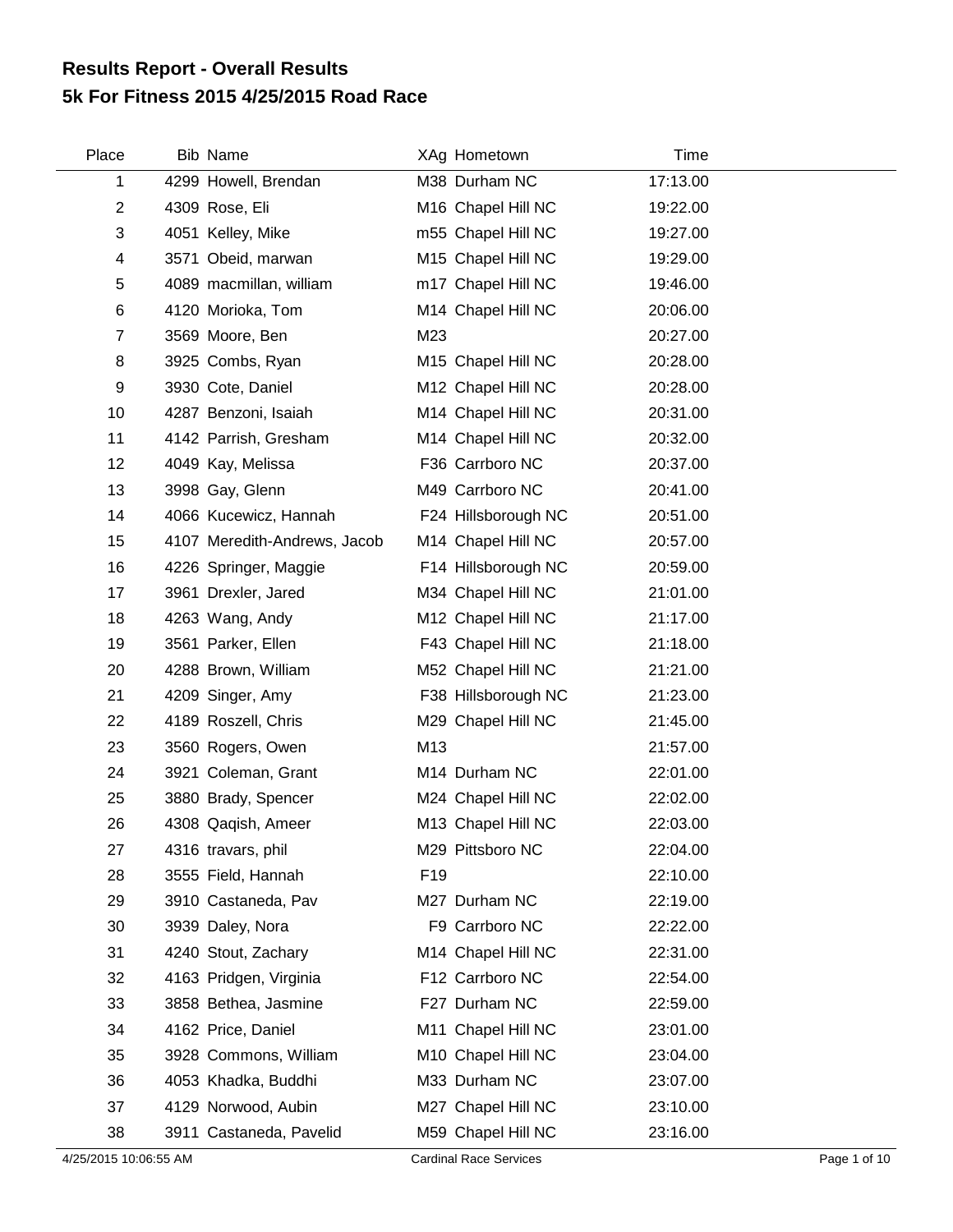# Results Report - Overall Results
## 5k For Fitness 2015 4/25/2015 Road Race

| Place | Bib | Name | XAg | Hometown | Time |
|---|---|---|---|---|---|
| 1 | 4299 | Howell, Brendan | M38 | Durham NC | 17:13.00 |
| 2 | 4309 | Rose, Eli | M16 | Chapel Hill NC | 19:22.00 |
| 3 | 4051 | Kelley, Mike | m55 | Chapel Hill NC | 19:27.00 |
| 4 | 3571 | Obeid, marwan | M15 | Chapel Hill NC | 19:29.00 |
| 5 | 4089 | macmillan, william | m17 | Chapel Hill NC | 19:46.00 |
| 6 | 4120 | Morioka, Tom | M14 | Chapel Hill NC | 20:06.00 |
| 7 | 3569 | Moore, Ben | M23 | | 20:27.00 |
| 8 | 3925 | Combs, Ryan | M15 | Chapel Hill NC | 20:28.00 |
| 9 | 3930 | Cote, Daniel | M12 | Chapel Hill NC | 20:28.00 |
| 10 | 4287 | Benzoni, Isaiah | M14 | Chapel Hill NC | 20:31.00 |
| 11 | 4142 | Parrish, Gresham | M14 | Chapel Hill NC | 20:32.00 |
| 12 | 4049 | Kay, Melissa | F36 | Carrboro NC | 20:37.00 |
| 13 | 3998 | Gay, Glenn | M49 | Carrboro NC | 20:41.00 |
| 14 | 4066 | Kucewicz, Hannah | F24 | Hillsborough NC | 20:51.00 |
| 15 | 4107 | Meredith-Andrews, Jacob | M14 | Chapel Hill NC | 20:57.00 |
| 16 | 4226 | Springer, Maggie | F14 | Hillsborough NC | 20:59.00 |
| 17 | 3961 | Drexler, Jared | M34 | Chapel Hill NC | 21:01.00 |
| 18 | 4263 | Wang, Andy | M12 | Chapel Hill NC | 21:17.00 |
| 19 | 3561 | Parker, Ellen | F43 | Chapel Hill NC | 21:18.00 |
| 20 | 4288 | Brown, William | M52 | Chapel Hill NC | 21:21.00 |
| 21 | 4209 | Singer, Amy | F38 | Hillsborough NC | 21:23.00 |
| 22 | 4189 | Roszell, Chris | M29 | Chapel Hill NC | 21:45.00 |
| 23 | 3560 | Rogers, Owen | M13 | | 21:57.00 |
| 24 | 3921 | Coleman, Grant | M14 | Durham NC | 22:01.00 |
| 25 | 3880 | Brady, Spencer | M24 | Chapel Hill NC | 22:02.00 |
| 26 | 4308 | Qaqish, Ameer | M13 | Chapel Hill NC | 22:03.00 |
| 27 | 4316 | travars, phil | M29 | Pittsboro NC | 22:04.00 |
| 28 | 3555 | Field, Hannah | F19 | | 22:10.00 |
| 29 | 3910 | Castaneda, Pav | M27 | Durham NC | 22:19.00 |
| 30 | 3939 | Daley, Nora | F9 | Carrboro NC | 22:22.00 |
| 31 | 4240 | Stout, Zachary | M14 | Chapel Hill NC | 22:31.00 |
| 32 | 4163 | Pridgen, Virginia | F12 | Carrboro NC | 22:54.00 |
| 33 | 3858 | Bethea, Jasmine | F27 | Durham NC | 22:59.00 |
| 34 | 4162 | Price, Daniel | M11 | Chapel Hill NC | 23:01.00 |
| 35 | 3928 | Commons, William | M10 | Chapel Hill NC | 23:04.00 |
| 36 | 4053 | Khadka, Buddhi | M33 | Durham NC | 23:07.00 |
| 37 | 4129 | Norwood, Aubin | M27 | Chapel Hill NC | 23:10.00 |
| 38 | 3911 | Castaneda, Pavelid | M59 | Chapel Hill NC | 23:16.00 |

4/25/2015 10:06:55 AM Cardinal Race Services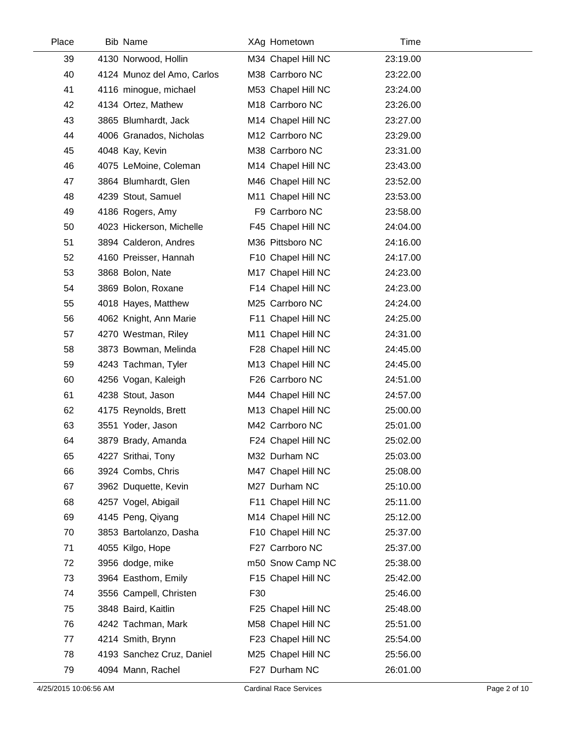| Place | Bib | Name | XAg | Hometown | Time |
|---|---|---|---|---|---|
| 39 | 4130 | Norwood, Hollin | M34 | Chapel Hill NC | 23:19.00 |
| 40 | 4124 | Munoz del Amo, Carlos | M38 | Carrboro NC | 23:22.00 |
| 41 | 4116 | minogue, michael | M53 | Chapel Hill NC | 23:24.00 |
| 42 | 4134 | Ortez, Mathew | M18 | Carrboro NC | 23:26.00 |
| 43 | 3865 | Blumhardt, Jack | M14 | Chapel Hill NC | 23:27.00 |
| 44 | 4006 | Granados, Nicholas | M12 | Carrboro NC | 23:29.00 |
| 45 | 4048 | Kay, Kevin | M38 | Carrboro NC | 23:31.00 |
| 46 | 4075 | LeMoine, Coleman | M14 | Chapel Hill NC | 23:43.00 |
| 47 | 3864 | Blumhardt, Glen | M46 | Chapel Hill NC | 23:52.00 |
| 48 | 4239 | Stout, Samuel | M11 | Chapel Hill NC | 23:53.00 |
| 49 | 4186 | Rogers, Amy | F9 | Carrboro NC | 23:58.00 |
| 50 | 4023 | Hickerson, Michelle | F45 | Chapel Hill NC | 24:04.00 |
| 51 | 3894 | Calderon, Andres | M36 | Pittsboro NC | 24:16.00 |
| 52 | 4160 | Preisser, Hannah | F10 | Chapel Hill NC | 24:17.00 |
| 53 | 3868 | Bolon, Nate | M17 | Chapel Hill NC | 24:23.00 |
| 54 | 3869 | Bolon, Roxane | F14 | Chapel Hill NC | 24:23.00 |
| 55 | 4018 | Hayes, Matthew | M25 | Carrboro NC | 24:24.00 |
| 56 | 4062 | Knight, Ann Marie | F11 | Chapel Hill NC | 24:25.00 |
| 57 | 4270 | Westman, Riley | M11 | Chapel Hill NC | 24:31.00 |
| 58 | 3873 | Bowman, Melinda | F28 | Chapel Hill NC | 24:45.00 |
| 59 | 4243 | Tachman, Tyler | M13 | Chapel Hill NC | 24:45.00 |
| 60 | 4256 | Vogan, Kaleigh | F26 | Carrboro NC | 24:51.00 |
| 61 | 4238 | Stout, Jason | M44 | Chapel Hill NC | 24:57.00 |
| 62 | 4175 | Reynolds, Brett | M13 | Chapel Hill NC | 25:00.00 |
| 63 | 3551 | Yoder, Jason | M42 | Carrboro NC | 25:01.00 |
| 64 | 3879 | Brady, Amanda | F24 | Chapel Hill NC | 25:02.00 |
| 65 | 4227 | Srithai, Tony | M32 | Durham NC | 25:03.00 |
| 66 | 3924 | Combs, Chris | M47 | Chapel Hill NC | 25:08.00 |
| 67 | 3962 | Duquette, Kevin | M27 | Durham NC | 25:10.00 |
| 68 | 4257 | Vogel, Abigail | F11 | Chapel Hill NC | 25:11.00 |
| 69 | 4145 | Peng, Qiyang | M14 | Chapel Hill NC | 25:12.00 |
| 70 | 3853 | Bartolanzo, Dasha | F10 | Chapel Hill NC | 25:37.00 |
| 71 | 4055 | Kilgo, Hope | F27 | Carrboro NC | 25:37.00 |
| 72 | 3956 | dodge, mike | m50 | Snow Camp NC | 25:38.00 |
| 73 | 3964 | Easthom, Emily | F15 | Chapel Hill NC | 25:42.00 |
| 74 | 3556 | Campell, Christen | F30 | | 25:46.00 |
| 75 | 3848 | Baird, Kaitlin | F25 | Chapel Hill NC | 25:48.00 |
| 76 | 4242 | Tachman, Mark | M58 | Chapel Hill NC | 25:51.00 |
| 77 | 4214 | Smith, Brynn | F23 | Chapel Hill NC | 25:54.00 |
| 78 | 4193 | Sanchez Cruz, Daniel | M25 | Chapel Hill NC | 25:56.00 |
| 79 | 4094 | Mann, Rachel | F27 | Durham NC | 26:01.00 |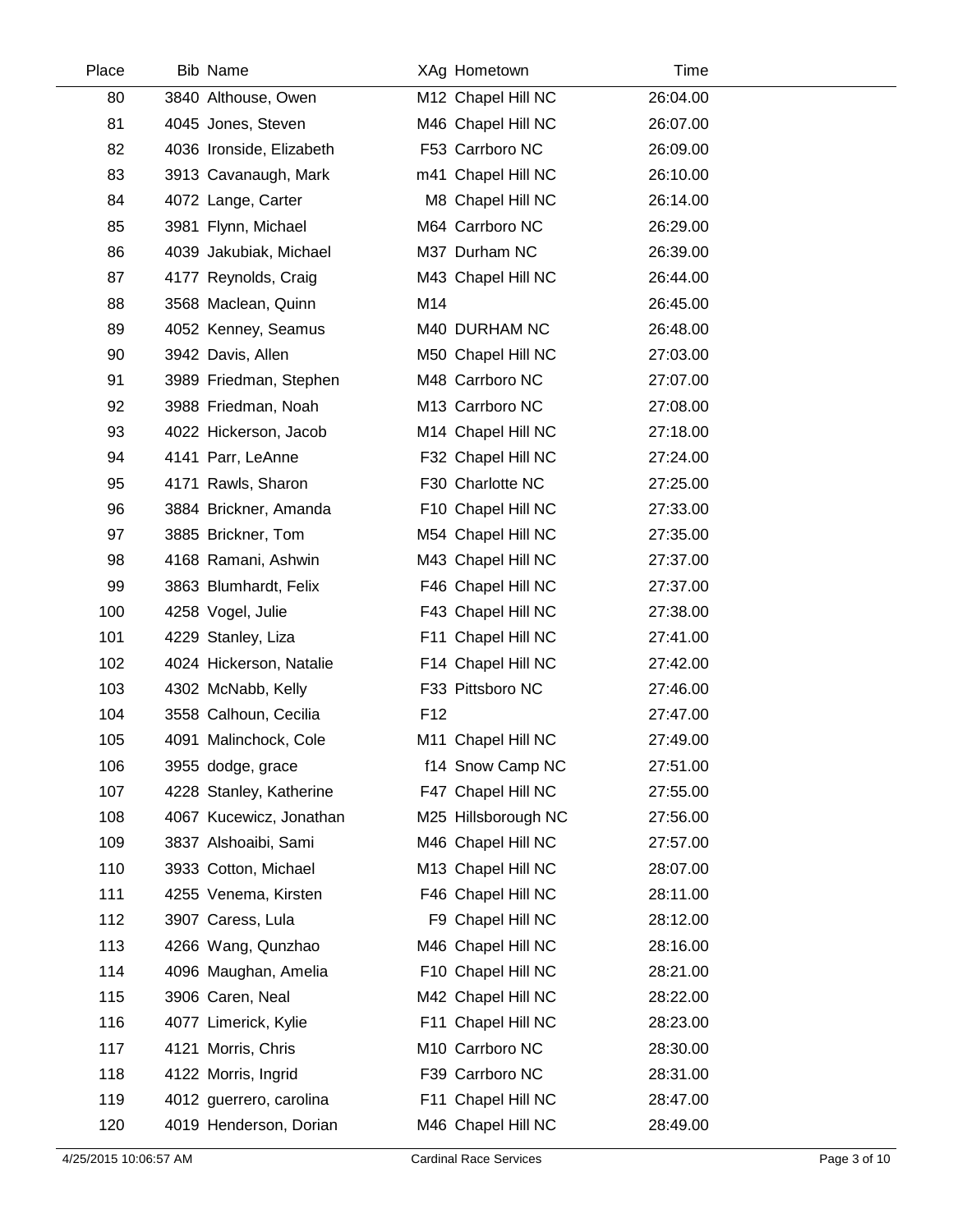| Place | Bib | Name | XAg | Hometown | Time |
|---|---|---|---|---|---|
| 80 | 3840 | Althouse, Owen | M12 | Chapel Hill NC | 26:04.00 |
| 81 | 4045 | Jones, Steven | M46 | Chapel Hill NC | 26:07.00 |
| 82 | 4036 | Ironside, Elizabeth | F53 | Carrboro NC | 26:09.00 |
| 83 | 3913 | Cavanaugh, Mark | m41 | Chapel Hill NC | 26:10.00 |
| 84 | 4072 | Lange, Carter | M8 | Chapel Hill NC | 26:14.00 |
| 85 | 3981 | Flynn, Michael | M64 | Carrboro NC | 26:29.00 |
| 86 | 4039 | Jakubiak, Michael | M37 | Durham NC | 26:39.00 |
| 87 | 4177 | Reynolds, Craig | M43 | Chapel Hill NC | 26:44.00 |
| 88 | 3568 | Maclean, Quinn | M14 | | 26:45.00 |
| 89 | 4052 | Kenney, Seamus | M40 | DURHAM NC | 26:48.00 |
| 90 | 3942 | Davis, Allen | M50 | Chapel Hill NC | 27:03.00 |
| 91 | 3989 | Friedman, Stephen | M48 | Carrboro NC | 27:07.00 |
| 92 | 3988 | Friedman, Noah | M13 | Carrboro NC | 27:08.00 |
| 93 | 4022 | Hickerson, Jacob | M14 | Chapel Hill NC | 27:18.00 |
| 94 | 4141 | Parr, LeAnne | F32 | Chapel Hill NC | 27:24.00 |
| 95 | 4171 | Rawls, Sharon | F30 | Charlotte NC | 27:25.00 |
| 96 | 3884 | Brickner, Amanda | F10 | Chapel Hill NC | 27:33.00 |
| 97 | 3885 | Brickner, Tom | M54 | Chapel Hill NC | 27:35.00 |
| 98 | 4168 | Ramani, Ashwin | M43 | Chapel Hill NC | 27:37.00 |
| 99 | 3863 | Blumhardt, Felix | F46 | Chapel Hill NC | 27:37.00 |
| 100 | 4258 | Vogel, Julie | F43 | Chapel Hill NC | 27:38.00 |
| 101 | 4229 | Stanley, Liza | F11 | Chapel Hill NC | 27:41.00 |
| 102 | 4024 | Hickerson, Natalie | F14 | Chapel Hill NC | 27:42.00 |
| 103 | 4302 | McNabb, Kelly | F33 | Pittsboro NC | 27:46.00 |
| 104 | 3558 | Calhoun, Cecilia | F12 | | 27:47.00 |
| 105 | 4091 | Malinchock, Cole | M11 | Chapel Hill NC | 27:49.00 |
| 106 | 3955 | dodge, grace | f14 | Snow Camp NC | 27:51.00 |
| 107 | 4228 | Stanley, Katherine | F47 | Chapel Hill NC | 27:55.00 |
| 108 | 4067 | Kucewicz, Jonathan | M25 | Hillsborough NC | 27:56.00 |
| 109 | 3837 | Alshoaibi, Sami | M46 | Chapel Hill NC | 27:57.00 |
| 110 | 3933 | Cotton, Michael | M13 | Chapel Hill NC | 28:07.00 |
| 111 | 4255 | Venema, Kirsten | F46 | Chapel Hill NC | 28:11.00 |
| 112 | 3907 | Caress, Lula | F9 | Chapel Hill NC | 28:12.00 |
| 113 | 4266 | Wang, Qunzhao | M46 | Chapel Hill NC | 28:16.00 |
| 114 | 4096 | Maughan, Amelia | F10 | Chapel Hill NC | 28:21.00 |
| 115 | 3906 | Caren, Neal | M42 | Chapel Hill NC | 28:22.00 |
| 116 | 4077 | Limerick, Kylie | F11 | Chapel Hill NC | 28:23.00 |
| 117 | 4121 | Morris, Chris | M10 | Carrboro NC | 28:30.00 |
| 118 | 4122 | Morris, Ingrid | F39 | Carrboro NC | 28:31.00 |
| 119 | 4012 | guerrero, carolina | F11 | Chapel Hill NC | 28:47.00 |
| 120 | 4019 | Henderson, Dorian | M46 | Chapel Hill NC | 28:49.00 |

4/25/2015 10:06:57 AM Cardinal Race Services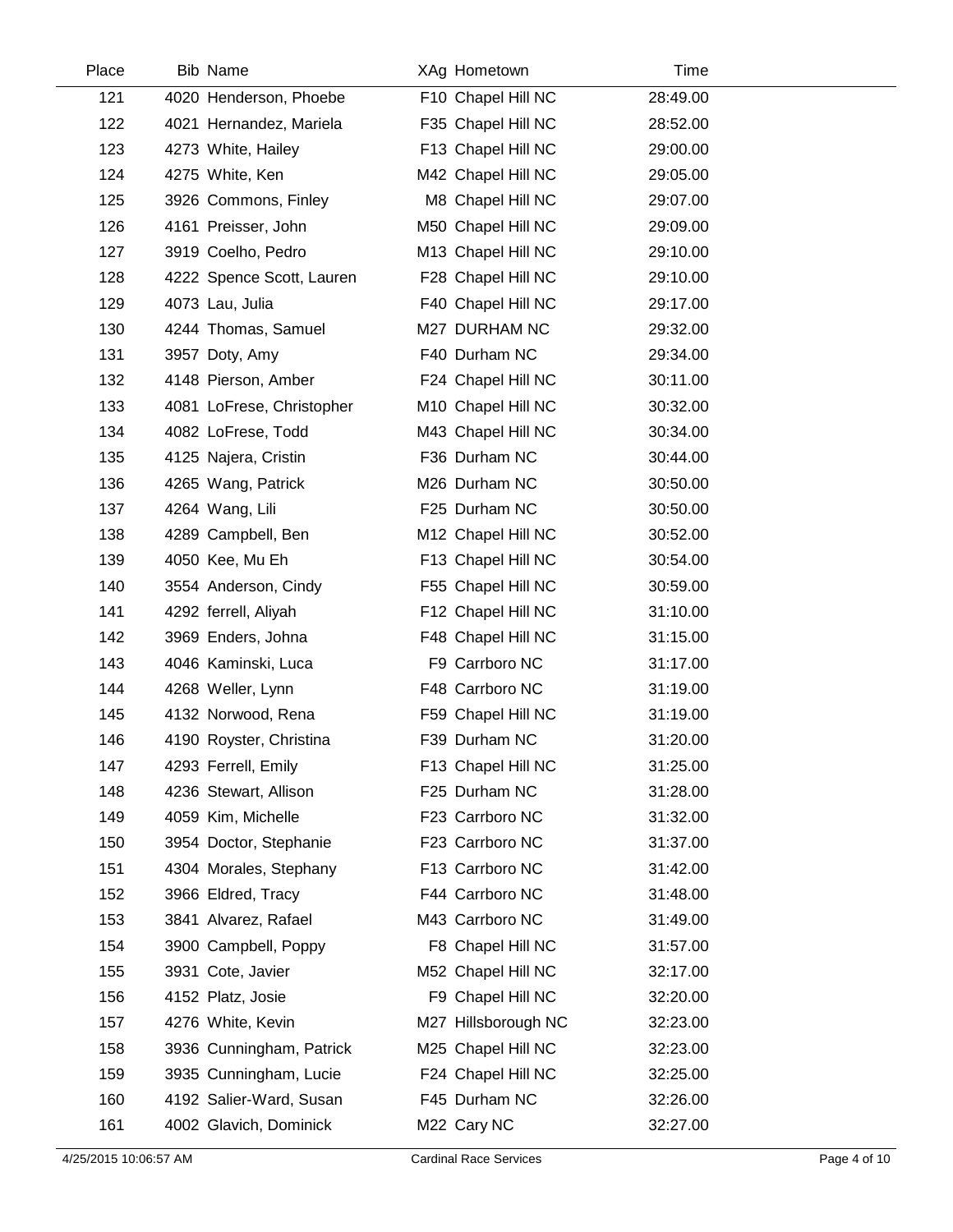| Place | Bib | Name | XAg | Hometown | Time |
|---|---|---|---|---|---|
| 121 | 4020 | Henderson, Phoebe | F10 | Chapel Hill NC | 28:49.00 |
| 122 | 4021 | Hernandez, Mariela | F35 | Chapel Hill NC | 28:52.00 |
| 123 | 4273 | White, Hailey | F13 | Chapel Hill NC | 29:00.00 |
| 124 | 4275 | White, Ken | M42 | Chapel Hill NC | 29:05.00 |
| 125 | 3926 | Commons, Finley | M8 | Chapel Hill NC | 29:07.00 |
| 126 | 4161 | Preisser, John | M50 | Chapel Hill NC | 29:09.00 |
| 127 | 3919 | Coelho, Pedro | M13 | Chapel Hill NC | 29:10.00 |
| 128 | 4222 | Spence Scott, Lauren | F28 | Chapel Hill NC | 29:10.00 |
| 129 | 4073 | Lau, Julia | F40 | Chapel Hill NC | 29:17.00 |
| 130 | 4244 | Thomas, Samuel | M27 | DURHAM NC | 29:32.00 |
| 131 | 3957 | Doty, Amy | F40 | Durham NC | 29:34.00 |
| 132 | 4148 | Pierson, Amber | F24 | Chapel Hill NC | 30:11.00 |
| 133 | 4081 | LoFrese, Christopher | M10 | Chapel Hill NC | 30:32.00 |
| 134 | 4082 | LoFrese, Todd | M43 | Chapel Hill NC | 30:34.00 |
| 135 | 4125 | Najera, Cristin | F36 | Durham NC | 30:44.00 |
| 136 | 4265 | Wang, Patrick | M26 | Durham NC | 30:50.00 |
| 137 | 4264 | Wang, Lili | F25 | Durham NC | 30:50.00 |
| 138 | 4289 | Campbell, Ben | M12 | Chapel Hill NC | 30:52.00 |
| 139 | 4050 | Kee, Mu Eh | F13 | Chapel Hill NC | 30:54.00 |
| 140 | 3554 | Anderson, Cindy | F55 | Chapel Hill NC | 30:59.00 |
| 141 | 4292 | ferrell, Aliyah | F12 | Chapel Hill NC | 31:10.00 |
| 142 | 3969 | Enders, Johna | F48 | Chapel Hill NC | 31:15.00 |
| 143 | 4046 | Kaminski, Luca | F9 | Carrboro NC | 31:17.00 |
| 144 | 4268 | Weller, Lynn | F48 | Carrboro NC | 31:19.00 |
| 145 | 4132 | Norwood, Rena | F59 | Chapel Hill NC | 31:19.00 |
| 146 | 4190 | Royster, Christina | F39 | Durham NC | 31:20.00 |
| 147 | 4293 | Ferrell, Emily | F13 | Chapel Hill NC | 31:25.00 |
| 148 | 4236 | Stewart, Allison | F25 | Durham NC | 31:28.00 |
| 149 | 4059 | Kim, Michelle | F23 | Carrboro NC | 31:32.00 |
| 150 | 3954 | Doctor, Stephanie | F23 | Carrboro NC | 31:37.00 |
| 151 | 4304 | Morales, Stephany | F13 | Carrboro NC | 31:42.00 |
| 152 | 3966 | Eldred, Tracy | F44 | Carrboro NC | 31:48.00 |
| 153 | 3841 | Alvarez, Rafael | M43 | Carrboro NC | 31:49.00 |
| 154 | 3900 | Campbell, Poppy | F8 | Chapel Hill NC | 31:57.00 |
| 155 | 3931 | Cote, Javier | M52 | Chapel Hill NC | 32:17.00 |
| 156 | 4152 | Platz, Josie | F9 | Chapel Hill NC | 32:20.00 |
| 157 | 4276 | White, Kevin | M27 | Hillsborough NC | 32:23.00 |
| 158 | 3936 | Cunningham, Patrick | M25 | Chapel Hill NC | 32:23.00 |
| 159 | 3935 | Cunningham, Lucie | F24 | Chapel Hill NC | 32:25.00 |
| 160 | 4192 | Salier-Ward, Susan | F45 | Durham NC | 32:26.00 |
| 161 | 4002 | Glavich, Dominick | M22 | Cary NC | 32:27.00 |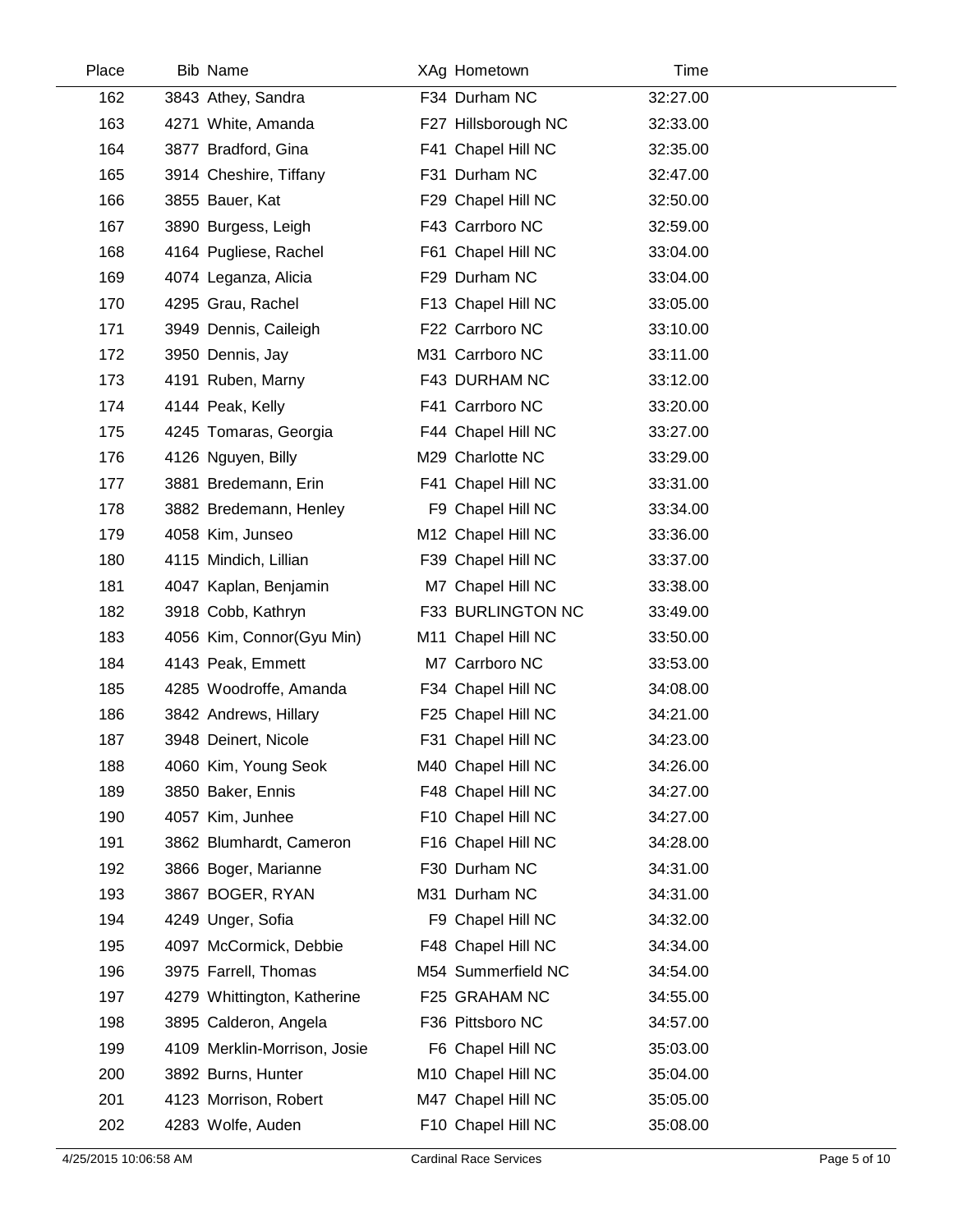| Place | Bib | Name | XAg | Hometown | Time |
|---|---|---|---|---|---|
| 162 | 3843 | Athey, Sandra | F34 | Durham NC | 32:27.00 |
| 163 | 4271 | White, Amanda | F27 | Hillsborough NC | 32:33.00 |
| 164 | 3877 | Bradford, Gina | F41 | Chapel Hill NC | 32:35.00 |
| 165 | 3914 | Cheshire, Tiffany | F31 | Durham NC | 32:47.00 |
| 166 | 3855 | Bauer, Kat | F29 | Chapel Hill NC | 32:50.00 |
| 167 | 3890 | Burgess, Leigh | F43 | Carrboro NC | 32:59.00 |
| 168 | 4164 | Pugliese, Rachel | F61 | Chapel Hill NC | 33:04.00 |
| 169 | 4074 | Leganza, Alicia | F29 | Durham NC | 33:04.00 |
| 170 | 4295 | Grau, Rachel | F13 | Chapel Hill NC | 33:05.00 |
| 171 | 3949 | Dennis, Caileigh | F22 | Carrboro NC | 33:10.00 |
| 172 | 3950 | Dennis, Jay | M31 | Carrboro NC | 33:11.00 |
| 173 | 4191 | Ruben, Marny | F43 | DURHAM NC | 33:12.00 |
| 174 | 4144 | Peak, Kelly | F41 | Carrboro NC | 33:20.00 |
| 175 | 4245 | Tomaras, Georgia | F44 | Chapel Hill NC | 33:27.00 |
| 176 | 4126 | Nguyen, Billy | M29 | Charlotte NC | 33:29.00 |
| 177 | 3881 | Bredemann, Erin | F41 | Chapel Hill NC | 33:31.00 |
| 178 | 3882 | Bredemann, Henley | F9 | Chapel Hill NC | 33:34.00 |
| 179 | 4058 | Kim, Junseo | M12 | Chapel Hill NC | 33:36.00 |
| 180 | 4115 | Mindich, Lillian | F39 | Chapel Hill NC | 33:37.00 |
| 181 | 4047 | Kaplan, Benjamin | M7 | Chapel Hill NC | 33:38.00 |
| 182 | 3918 | Cobb, Kathryn | F33 | BURLINGTON NC | 33:49.00 |
| 183 | 4056 | Kim, Connor(Gyu Min) | M11 | Chapel Hill NC | 33:50.00 |
| 184 | 4143 | Peak, Emmett | M7 | Carrboro NC | 33:53.00 |
| 185 | 4285 | Woodroffe, Amanda | F34 | Chapel Hill NC | 34:08.00 |
| 186 | 3842 | Andrews, Hillary | F25 | Chapel Hill NC | 34:21.00 |
| 187 | 3948 | Deinert, Nicole | F31 | Chapel Hill NC | 34:23.00 |
| 188 | 4060 | Kim, Young Seok | M40 | Chapel Hill NC | 34:26.00 |
| 189 | 3850 | Baker, Ennis | F48 | Chapel Hill NC | 34:27.00 |
| 190 | 4057 | Kim, Junhee | F10 | Chapel Hill NC | 34:27.00 |
| 191 | 3862 | Blumhardt, Cameron | F16 | Chapel Hill NC | 34:28.00 |
| 192 | 3866 | Boger, Marianne | F30 | Durham NC | 34:31.00 |
| 193 | 3867 | BOGER, RYAN | M31 | Durham NC | 34:31.00 |
| 194 | 4249 | Unger, Sofia | F9 | Chapel Hill NC | 34:32.00 |
| 195 | 4097 | McCormick, Debbie | F48 | Chapel Hill NC | 34:34.00 |
| 196 | 3975 | Farrell, Thomas | M54 | Summerfield NC | 34:54.00 |
| 197 | 4279 | Whittington, Katherine | F25 | GRAHAM NC | 34:55.00 |
| 198 | 3895 | Calderon, Angela | F36 | Pittsboro NC | 34:57.00 |
| 199 | 4109 | Merklin-Morrison, Josie | F6 | Chapel Hill NC | 35:03.00 |
| 200 | 3892 | Burns, Hunter | M10 | Chapel Hill NC | 35:04.00 |
| 201 | 4123 | Morrison, Robert | M47 | Chapel Hill NC | 35:05.00 |
| 202 | 4283 | Wolfe, Auden | F10 | Chapel Hill NC | 35:08.00 |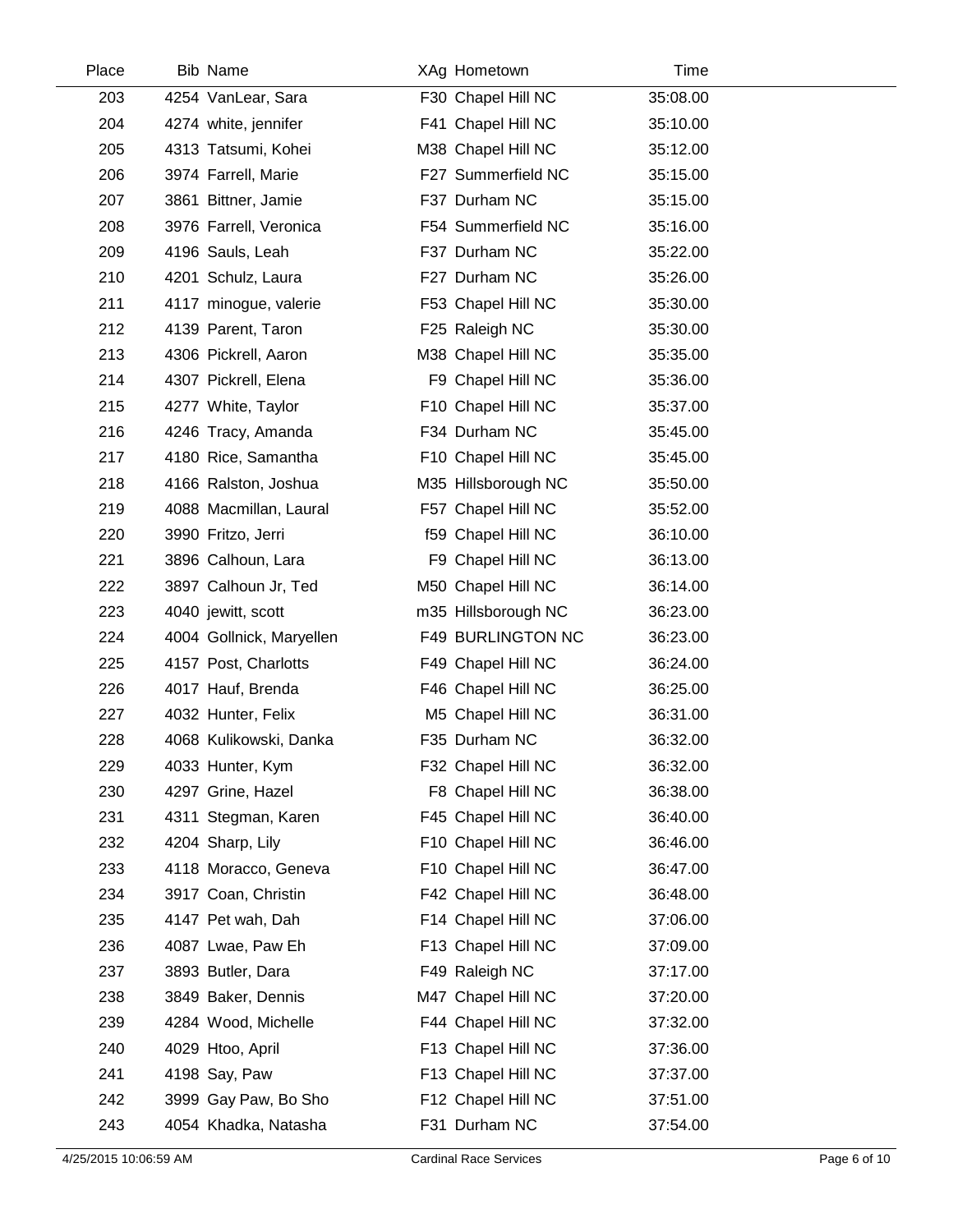| Place | Bib | Name | XAg | Hometown | Time |
|---|---|---|---|---|---|
| 203 | 4254 | VanLear, Sara | F30 | Chapel Hill NC | 35:08.00 |
| 204 | 4274 | white, jennifer | F41 | Chapel Hill NC | 35:10.00 |
| 205 | 4313 | Tatsumi, Kohei | M38 | Chapel Hill NC | 35:12.00 |
| 206 | 3974 | Farrell, Marie | F27 | Summerfield NC | 35:15.00 |
| 207 | 3861 | Bittner, Jamie | F37 | Durham NC | 35:15.00 |
| 208 | 3976 | Farrell, Veronica | F54 | Summerfield NC | 35:16.00 |
| 209 | 4196 | Sauls, Leah | F37 | Durham NC | 35:22.00 |
| 210 | 4201 | Schulz, Laura | F27 | Durham NC | 35:26.00 |
| 211 | 4117 | minogue, valerie | F53 | Chapel Hill NC | 35:30.00 |
| 212 | 4139 | Parent, Taron | F25 | Raleigh NC | 35:30.00 |
| 213 | 4306 | Pickrell, Aaron | M38 | Chapel Hill NC | 35:35.00 |
| 214 | 4307 | Pickrell, Elena | F9 | Chapel Hill NC | 35:36.00 |
| 215 | 4277 | White, Taylor | F10 | Chapel Hill NC | 35:37.00 |
| 216 | 4246 | Tracy, Amanda | F34 | Durham NC | 35:45.00 |
| 217 | 4180 | Rice, Samantha | F10 | Chapel Hill NC | 35:45.00 |
| 218 | 4166 | Ralston, Joshua | M35 | Hillsborough NC | 35:50.00 |
| 219 | 4088 | Macmillan, Laural | F57 | Chapel Hill NC | 35:52.00 |
| 220 | 3990 | Fritzo, Jerri | f59 | Chapel Hill NC | 36:10.00 |
| 221 | 3896 | Calhoun, Lara | F9 | Chapel Hill NC | 36:13.00 |
| 222 | 3897 | Calhoun Jr, Ted | M50 | Chapel Hill NC | 36:14.00 |
| 223 | 4040 | jewitt, scott | m35 | Hillsborough NC | 36:23.00 |
| 224 | 4004 | Gollnick, Maryellen | F49 | BURLINGTON NC | 36:23.00 |
| 225 | 4157 | Post, Charlotts | F49 | Chapel Hill NC | 36:24.00 |
| 226 | 4017 | Hauf, Brenda | F46 | Chapel Hill NC | 36:25.00 |
| 227 | 4032 | Hunter, Felix | M5 | Chapel Hill NC | 36:31.00 |
| 228 | 4068 | Kulikowski, Danka | F35 | Durham NC | 36:32.00 |
| 229 | 4033 | Hunter, Kym | F32 | Chapel Hill NC | 36:32.00 |
| 230 | 4297 | Grine, Hazel | F8 | Chapel Hill NC | 36:38.00 |
| 231 | 4311 | Stegman, Karen | F45 | Chapel Hill NC | 36:40.00 |
| 232 | 4204 | Sharp, Lily | F10 | Chapel Hill NC | 36:46.00 |
| 233 | 4118 | Moracco, Geneva | F10 | Chapel Hill NC | 36:47.00 |
| 234 | 3917 | Coan, Christin | F42 | Chapel Hill NC | 36:48.00 |
| 235 | 4147 | Pet wah, Dah | F14 | Chapel Hill NC | 37:06.00 |
| 236 | 4087 | Lwae, Paw Eh | F13 | Chapel Hill NC | 37:09.00 |
| 237 | 3893 | Butler, Dara | F49 | Raleigh NC | 37:17.00 |
| 238 | 3849 | Baker, Dennis | M47 | Chapel Hill NC | 37:20.00 |
| 239 | 4284 | Wood, Michelle | F44 | Chapel Hill NC | 37:32.00 |
| 240 | 4029 | Htoo, April | F13 | Chapel Hill NC | 37:36.00 |
| 241 | 4198 | Say, Paw | F13 | Chapel Hill NC | 37:37.00 |
| 242 | 3999 | Gay Paw, Bo Sho | F12 | Chapel Hill NC | 37:51.00 |
| 243 | 4054 | Khadka, Natasha | F31 | Durham NC | 37:54.00 |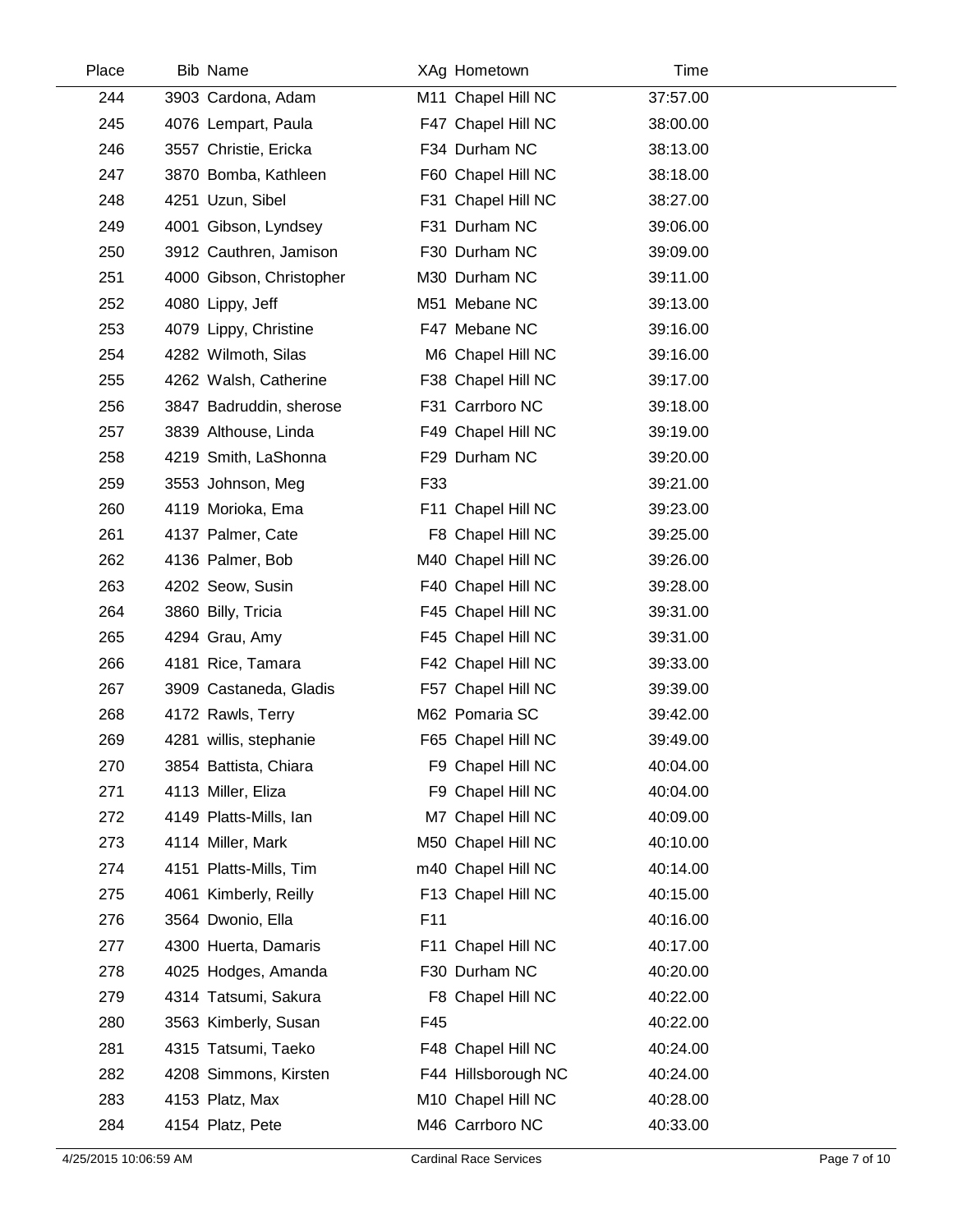| Place | Bib | Name | XAg | Hometown | Time |
|---|---|---|---|---|---|
| 244 | 3903 | Cardona, Adam | M11 | Chapel Hill NC | 37:57.00 |
| 245 | 4076 | Lempart, Paula | F47 | Chapel Hill NC | 38:00.00 |
| 246 | 3557 | Christie, Ericka | F34 | Durham NC | 38:13.00 |
| 247 | 3870 | Bomba, Kathleen | F60 | Chapel Hill NC | 38:18.00 |
| 248 | 4251 | Uzun, Sibel | F31 | Chapel Hill NC | 38:27.00 |
| 249 | 4001 | Gibson, Lyndsey | F31 | Durham NC | 39:06.00 |
| 250 | 3912 | Cauthren, Jamison | F30 | Durham NC | 39:09.00 |
| 251 | 4000 | Gibson, Christopher | M30 | Durham NC | 39:11.00 |
| 252 | 4080 | Lippy, Jeff | M51 | Mebane NC | 39:13.00 |
| 253 | 4079 | Lippy, Christine | F47 | Mebane NC | 39:16.00 |
| 254 | 4282 | Wilmoth, Silas | M6 | Chapel Hill NC | 39:16.00 |
| 255 | 4262 | Walsh, Catherine | F38 | Chapel Hill NC | 39:17.00 |
| 256 | 3847 | Badruddin, sherose | F31 | Carrboro NC | 39:18.00 |
| 257 | 3839 | Althouse, Linda | F49 | Chapel Hill NC | 39:19.00 |
| 258 | 4219 | Smith, LaShonna | F29 | Durham NC | 39:20.00 |
| 259 | 3553 | Johnson, Meg | F33 | | 39:21.00 |
| 260 | 4119 | Morioka, Ema | F11 | Chapel Hill NC | 39:23.00 |
| 261 | 4137 | Palmer, Cate | F8 | Chapel Hill NC | 39:25.00 |
| 262 | 4136 | Palmer, Bob | M40 | Chapel Hill NC | 39:26.00 |
| 263 | 4202 | Seow, Susin | F40 | Chapel Hill NC | 39:28.00 |
| 264 | 3860 | Billy, Tricia | F45 | Chapel Hill NC | 39:31.00 |
| 265 | 4294 | Grau, Amy | F45 | Chapel Hill NC | 39:31.00 |
| 266 | 4181 | Rice, Tamara | F42 | Chapel Hill NC | 39:33.00 |
| 267 | 3909 | Castaneda, Gladis | F57 | Chapel Hill NC | 39:39.00 |
| 268 | 4172 | Rawls, Terry | M62 | Pomaria SC | 39:42.00 |
| 269 | 4281 | willis, stephanie | F65 | Chapel Hill NC | 39:49.00 |
| 270 | 3854 | Battista, Chiara | F9 | Chapel Hill NC | 40:04.00 |
| 271 | 4113 | Miller, Eliza | F9 | Chapel Hill NC | 40:04.00 |
| 272 | 4149 | Platts-Mills, Ian | M7 | Chapel Hill NC | 40:09.00 |
| 273 | 4114 | Miller, Mark | M50 | Chapel Hill NC | 40:10.00 |
| 274 | 4151 | Platts-Mills, Tim | m40 | Chapel Hill NC | 40:14.00 |
| 275 | 4061 | Kimberly, Reilly | F13 | Chapel Hill NC | 40:15.00 |
| 276 | 3564 | Dwonio, Ella | F11 | | 40:16.00 |
| 277 | 4300 | Huerta, Damaris | F11 | Chapel Hill NC | 40:17.00 |
| 278 | 4025 | Hodges, Amanda | F30 | Durham NC | 40:20.00 |
| 279 | 4314 | Tatsumi, Sakura | F8 | Chapel Hill NC | 40:22.00 |
| 280 | 3563 | Kimberly, Susan | F45 | | 40:22.00 |
| 281 | 4315 | Tatsumi, Taeko | F48 | Chapel Hill NC | 40:24.00 |
| 282 | 4208 | Simmons, Kirsten | F44 | Hillsborough NC | 40:24.00 |
| 283 | 4153 | Platz, Max | M10 | Chapel Hill NC | 40:28.00 |
| 284 | 4154 | Platz, Pete | M46 | Carrboro NC | 40:33.00 |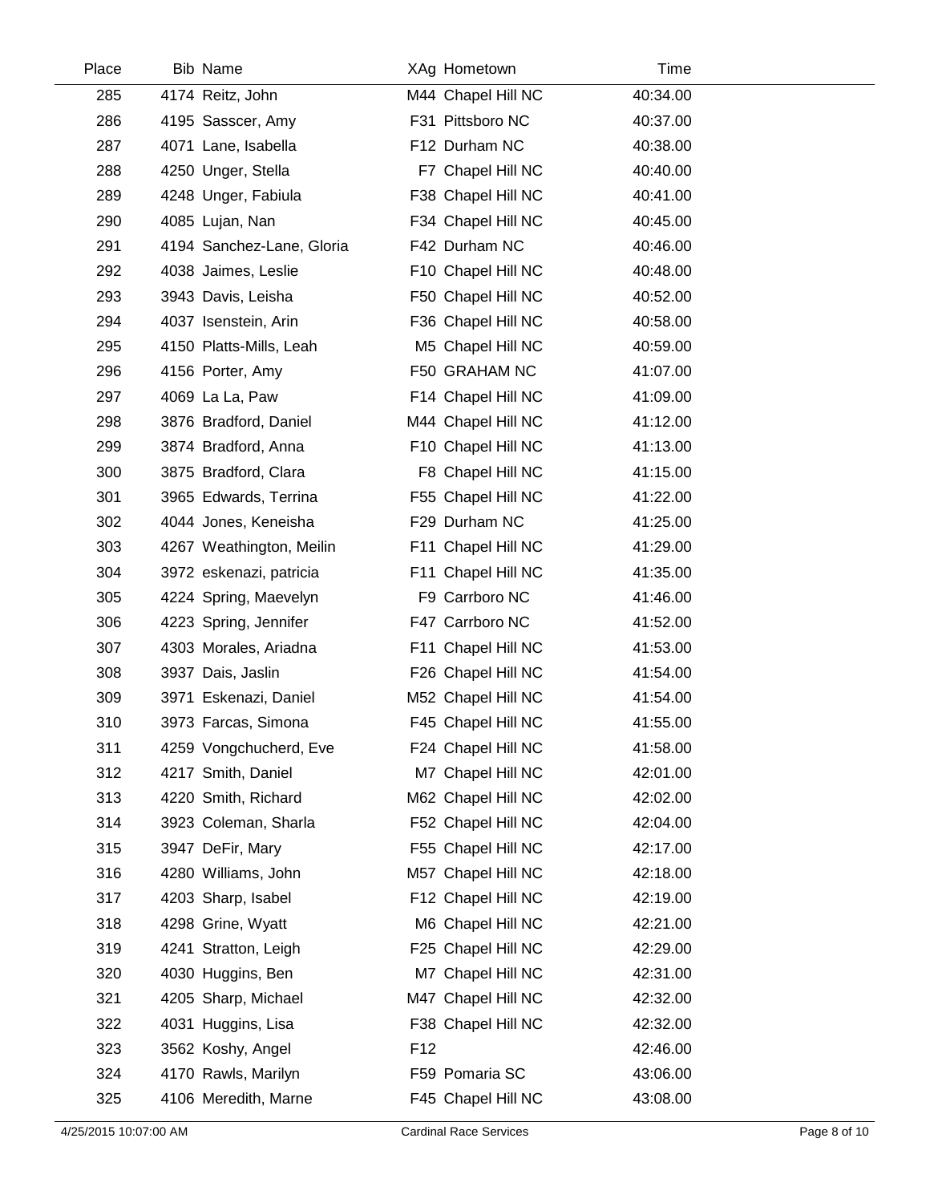| Place | Bib | Name | XAg | Hometown | Time |
|---|---|---|---|---|---|
| 285 | 4174 | Reitz, John | M44 | Chapel Hill NC | 40:34.00 |
| 286 | 4195 | Sasscer, Amy | F31 | Pittsboro NC | 40:37.00 |
| 287 | 4071 | Lane, Isabella | F12 | Durham NC | 40:38.00 |
| 288 | 4250 | Unger, Stella | F7 | Chapel Hill NC | 40:40.00 |
| 289 | 4248 | Unger, Fabiula | F38 | Chapel Hill NC | 40:41.00 |
| 290 | 4085 | Lujan, Nan | F34 | Chapel Hill NC | 40:45.00 |
| 291 | 4194 | Sanchez-Lane, Gloria | F42 | Durham NC | 40:46.00 |
| 292 | 4038 | Jaimes, Leslie | F10 | Chapel Hill NC | 40:48.00 |
| 293 | 3943 | Davis, Leisha | F50 | Chapel Hill NC | 40:52.00 |
| 294 | 4037 | Isenstein, Arin | F36 | Chapel Hill NC | 40:58.00 |
| 295 | 4150 | Platts-Mills, Leah | M5 | Chapel Hill NC | 40:59.00 |
| 296 | 4156 | Porter, Amy | F50 | GRAHAM NC | 41:07.00 |
| 297 | 4069 | La La, Paw | F14 | Chapel Hill NC | 41:09.00 |
| 298 | 3876 | Bradford, Daniel | M44 | Chapel Hill NC | 41:12.00 |
| 299 | 3874 | Bradford, Anna | F10 | Chapel Hill NC | 41:13.00 |
| 300 | 3875 | Bradford, Clara | F8 | Chapel Hill NC | 41:15.00 |
| 301 | 3965 | Edwards, Terrina | F55 | Chapel Hill NC | 41:22.00 |
| 302 | 4044 | Jones, Keneisha | F29 | Durham NC | 41:25.00 |
| 303 | 4267 | Weathington, Meilin | F11 | Chapel Hill NC | 41:29.00 |
| 304 | 3972 | eskenazi, patricia | F11 | Chapel Hill NC | 41:35.00 |
| 305 | 4224 | Spring, Maevelyn | F9 | Carrboro NC | 41:46.00 |
| 306 | 4223 | Spring, Jennifer | F47 | Carrboro NC | 41:52.00 |
| 307 | 4303 | Morales, Ariadna | F11 | Chapel Hill NC | 41:53.00 |
| 308 | 3937 | Dais, Jaslin | F26 | Chapel Hill NC | 41:54.00 |
| 309 | 3971 | Eskenazi, Daniel | M52 | Chapel Hill NC | 41:54.00 |
| 310 | 3973 | Farcas, Simona | F45 | Chapel Hill NC | 41:55.00 |
| 311 | 4259 | Vongchucherd, Eve | F24 | Chapel Hill NC | 41:58.00 |
| 312 | 4217 | Smith, Daniel | M7 | Chapel Hill NC | 42:01.00 |
| 313 | 4220 | Smith, Richard | M62 | Chapel Hill NC | 42:02.00 |
| 314 | 3923 | Coleman, Sharla | F52 | Chapel Hill NC | 42:04.00 |
| 315 | 3947 | DeFir, Mary | F55 | Chapel Hill NC | 42:17.00 |
| 316 | 4280 | Williams, John | M57 | Chapel Hill NC | 42:18.00 |
| 317 | 4203 | Sharp, Isabel | F12 | Chapel Hill NC | 42:19.00 |
| 318 | 4298 | Grine, Wyatt | M6 | Chapel Hill NC | 42:21.00 |
| 319 | 4241 | Stratton, Leigh | F25 | Chapel Hill NC | 42:29.00 |
| 320 | 4030 | Huggins, Ben | M7 | Chapel Hill NC | 42:31.00 |
| 321 | 4205 | Sharp, Michael | M47 | Chapel Hill NC | 42:32.00 |
| 322 | 4031 | Huggins, Lisa | F38 | Chapel Hill NC | 42:32.00 |
| 323 | 3562 | Koshy, Angel | F12 | | 42:46.00 |
| 324 | 4170 | Rawls, Marilyn | F59 | Pomaria SC | 43:06.00 |
| 325 | 4106 | Meredith, Marne | F45 | Chapel Hill NC | 43:08.00 |

4/25/2015 10:07:00 AM Cardinal Race Services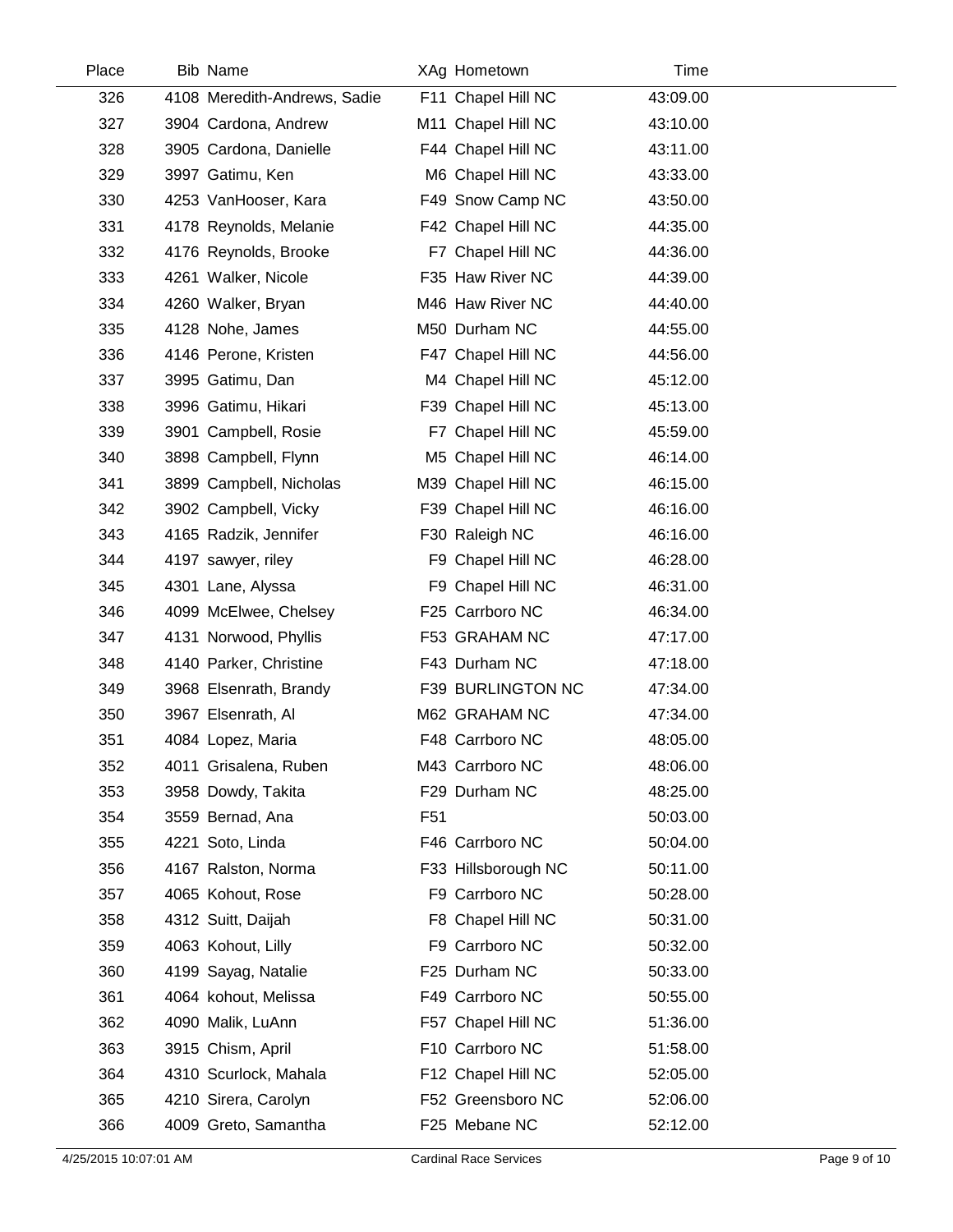| Place | Bib | Name | XAg | Hometown | Time |
|---|---|---|---|---|---|
| 326 | 4108 | Meredith-Andrews, Sadie | F11 | Chapel Hill NC | 43:09.00 |
| 327 | 3904 | Cardona, Andrew | M11 | Chapel Hill NC | 43:10.00 |
| 328 | 3905 | Cardona, Danielle | F44 | Chapel Hill NC | 43:11.00 |
| 329 | 3997 | Gatimu, Ken | M6 | Chapel Hill NC | 43:33.00 |
| 330 | 4253 | VanHooser, Kara | F49 | Snow Camp NC | 43:50.00 |
| 331 | 4178 | Reynolds, Melanie | F42 | Chapel Hill NC | 44:35.00 |
| 332 | 4176 | Reynolds, Brooke | F7 | Chapel Hill NC | 44:36.00 |
| 333 | 4261 | Walker, Nicole | F35 | Haw River NC | 44:39.00 |
| 334 | 4260 | Walker, Bryan | M46 | Haw River NC | 44:40.00 |
| 335 | 4128 | Nohe, James | M50 | Durham NC | 44:55.00 |
| 336 | 4146 | Perone, Kristen | F47 | Chapel Hill NC | 44:56.00 |
| 337 | 3995 | Gatimu, Dan | M4 | Chapel Hill NC | 45:12.00 |
| 338 | 3996 | Gatimu, Hikari | F39 | Chapel Hill NC | 45:13.00 |
| 339 | 3901 | Campbell, Rosie | F7 | Chapel Hill NC | 45:59.00 |
| 340 | 3898 | Campbell, Flynn | M5 | Chapel Hill NC | 46:14.00 |
| 341 | 3899 | Campbell, Nicholas | M39 | Chapel Hill NC | 46:15.00 |
| 342 | 3902 | Campbell, Vicky | F39 | Chapel Hill NC | 46:16.00 |
| 343 | 4165 | Radzik, Jennifer | F30 | Raleigh NC | 46:16.00 |
| 344 | 4197 | sawyer, riley | F9 | Chapel Hill NC | 46:28.00 |
| 345 | 4301 | Lane, Alyssa | F9 | Chapel Hill NC | 46:31.00 |
| 346 | 4099 | McElwee, Chelsey | F25 | Carrboro NC | 46:34.00 |
| 347 | 4131 | Norwood, Phyllis | F53 | GRAHAM NC | 47:17.00 |
| 348 | 4140 | Parker, Christine | F43 | Durham NC | 47:18.00 |
| 349 | 3968 | Elsenrath, Brandy | F39 | BURLINGTON NC | 47:34.00 |
| 350 | 3967 | Elsenrath, Al | M62 | GRAHAM NC | 47:34.00 |
| 351 | 4084 | Lopez, Maria | F48 | Carrboro NC | 48:05.00 |
| 352 | 4011 | Grisalena, Ruben | M43 | Carrboro NC | 48:06.00 |
| 353 | 3958 | Dowdy, Takita | F29 | Durham NC | 48:25.00 |
| 354 | 3559 | Bernad, Ana | F51 | | 50:03.00 |
| 355 | 4221 | Soto, Linda | F46 | Carrboro NC | 50:04.00 |
| 356 | 4167 | Ralston, Norma | F33 | Hillsborough NC | 50:11.00 |
| 357 | 4065 | Kohout, Rose | F9 | Carrboro NC | 50:28.00 |
| 358 | 4312 | Suitt, Daijah | F8 | Chapel Hill NC | 50:31.00 |
| 359 | 4063 | Kohout, Lilly | F9 | Carrboro NC | 50:32.00 |
| 360 | 4199 | Sayag, Natalie | F25 | Durham NC | 50:33.00 |
| 361 | 4064 | kohout, Melissa | F49 | Carrboro NC | 50:55.00 |
| 362 | 4090 | Malik, LuAnn | F57 | Chapel Hill NC | 51:36.00 |
| 363 | 3915 | Chism, April | F10 | Carrboro NC | 51:58.00 |
| 364 | 4310 | Scurlock, Mahala | F12 | Chapel Hill NC | 52:05.00 |
| 365 | 4210 | Sirera, Carolyn | F52 | Greensboro NC | 52:06.00 |
| 366 | 4009 | Greto, Samantha | F25 | Mebane NC | 52:12.00 |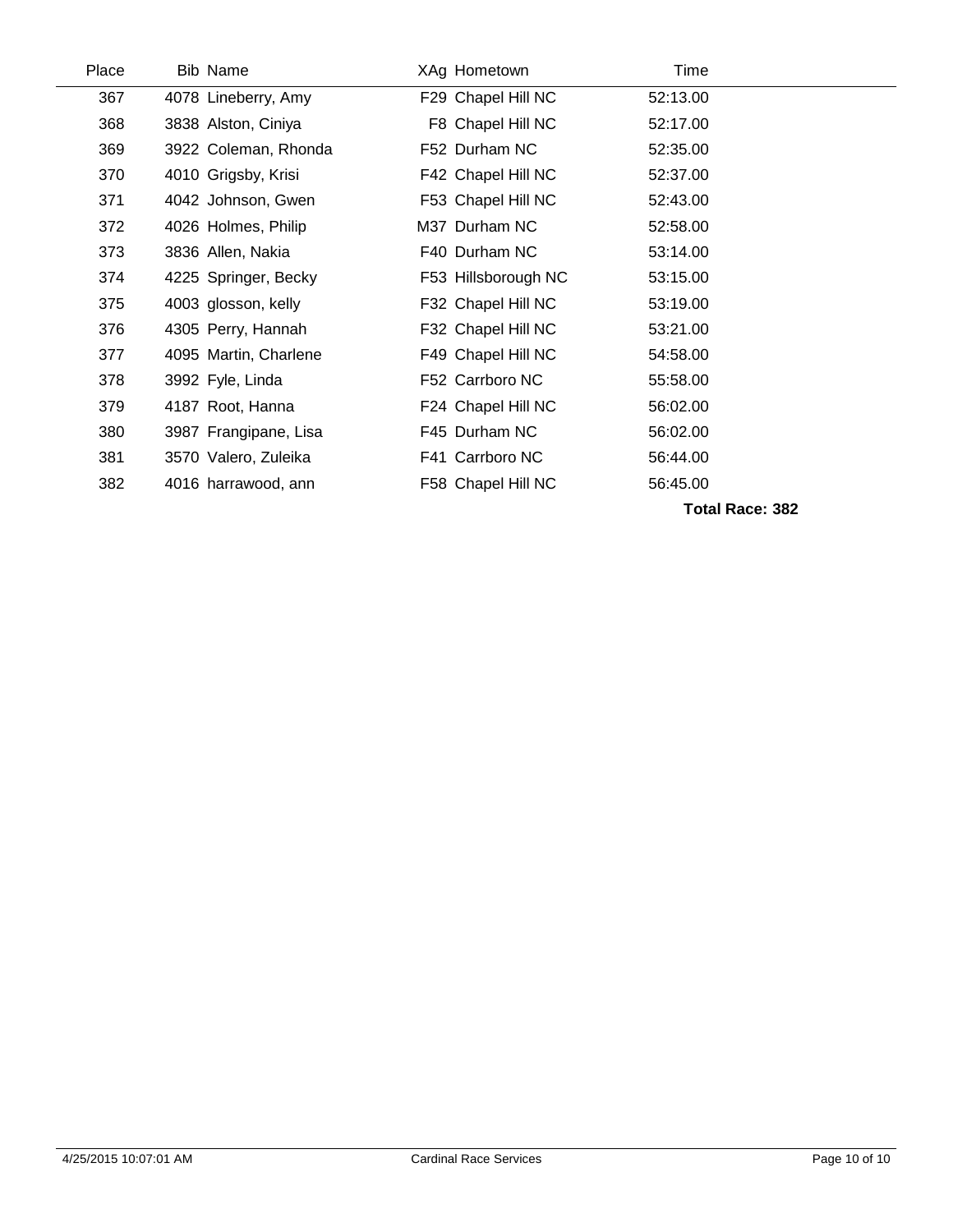| Place | Bib | Name | XAg | Hometown | Time |
|---|---|---|---|---|---|
| 367 | 4078 | Lineberry, Amy | F29 | Chapel Hill NC | 52:13.00 |
| 368 | 3838 | Alston, Ciniya | F8 | Chapel Hill NC | 52:17.00 |
| 369 | 3922 | Coleman, Rhonda | F52 | Durham NC | 52:35.00 |
| 370 | 4010 | Grigsby, Krisi | F42 | Chapel Hill NC | 52:37.00 |
| 371 | 4042 | Johnson, Gwen | F53 | Chapel Hill NC | 52:43.00 |
| 372 | 4026 | Holmes, Philip | M37 | Durham NC | 52:58.00 |
| 373 | 3836 | Allen, Nakia | F40 | Durham NC | 53:14.00 |
| 374 | 4225 | Springer, Becky | F53 | Hillsborough NC | 53:15.00 |
| 375 | 4003 | glosson, kelly | F32 | Chapel Hill NC | 53:19.00 |
| 376 | 4305 | Perry, Hannah | F32 | Chapel Hill NC | 53:21.00 |
| 377 | 4095 | Martin, Charlene | F49 | Chapel Hill NC | 54:58.00 |
| 378 | 3992 | Fyle, Linda | F52 | Carrboro NC | 55:58.00 |
| 379 | 4187 | Root, Hanna | F24 | Chapel Hill NC | 56:02.00 |
| 380 | 3987 | Frangipane, Lisa | F45 | Durham NC | 56:02.00 |
| 381 | 3570 | Valero, Zuleika | F41 | Carrboro NC | 56:44.00 |
| 382 | 4016 | harrawood, ann | F58 | Chapel Hill NC | 56:45.00 |

**Total Race: 382**

4/25/2015 10:07:01 AM

Cardinal Race Services